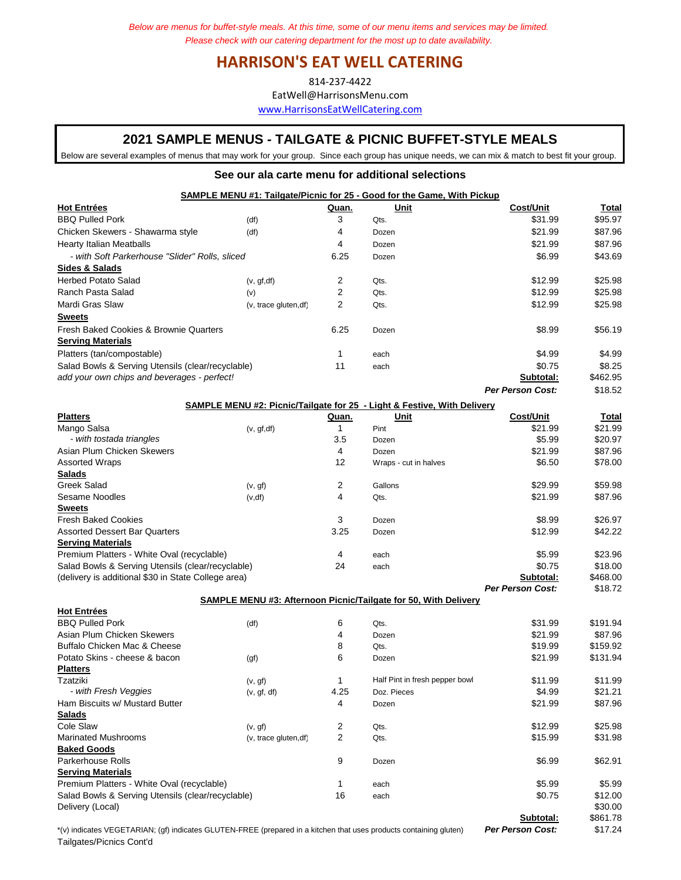*Below are menus for buffet-style meals. At this time, some of our menu items and services may be limited.*
*Please check with our catering department for the most up to date availability.*

# HARRISON'S EAT WELL CATERING

814-237-4422

EatWell@HarrisonsMenu.com

www.HarrisonsEatWellCatering.com

## 2021 SAMPLE MENUS - TAILGATE & PICNIC BUFFET-STYLE MEALS

Below are several examples of menus that may work for your group. Since each group has unique needs, we can mix & match to best fit your group.

### See our ala carte menu for additional selections

**SAMPLE MENU #1: Tailgate/Picnic for 25 - Good for the Game, With Pickup**

| **Hot Entrées** | | **Quan.** | **Unit** | **Cost/Unit** | **Total** |
|---|---|---|---|---|---|
| BBQ Pulled Pork | (df) | 3 | Qts. | $31.99 | $95.97 |
| Chicken Skewers - Shawarma style | (df) | 4 | Dozen | $21.99 | $87.96 |
| Hearty Italian Meatballs | | 4 | Dozen | $21.99 | $87.96 |
| *- with Soft Parkerhouse "Slider" Rolls, sliced* | | 6.25 | Dozen | $6.99 | $43.69 |
| **Sides & Salads** | | | | | |
| Herbed Potato Salad | (v, gf,df) | 2 | Qts. | $12.99 | $25.98 |
| Ranch Pasta Salad | (v) | 2 | Qts. | $12.99 | $25.98 |
| Mardi Gras Slaw | (v, trace gluten,df) | 2 | Qts. | $12.99 | $25.98 |
| **Sweets** | | | | | |
| Fresh Baked Cookies & Brownie Quarters | | 6.25 | Dozen | $8.99 | $56.19 |
| **Serving Materials** | | | | | |
| Platters (tan/compostable) | | 1 | each | $4.99 | $4.99 |
| Salad Bowls & Serving Utensils (clear/recyclable) | | 11 | each | $0.75 | $8.25 |
| *add your own chips and beverages - perfect!* | | | | **Subtotal:** | $462.95 |
| | | | | ***Per Person Cost:*** | $18.52 |

**SAMPLE MENU #2: Picnic/Tailgate for 25 - Light & Festive, With Delivery**

| **Platters** | | **Quan.** | **Unit** | **Cost/Unit** | **Total** |
|---|---|---|---|---|---|
| Mango Salsa | (v, gf,df) | 1 | Pint | $21.99 | $21.99 |
| *- with tostada triangles* | | 3.5 | Dozen | $5.99 | $20.97 |
| Asian Plum Chicken Skewers | | 4 | Dozen | $21.99 | $87.96 |
| Assorted Wraps | | 12 | Wraps - cut in halves | $6.50 | $78.00 |
| **Salads** | | | | | |
| Greek Salad | (v, gf) | 2 | Gallons | $29.99 | $59.98 |
| Sesame Noodles | (v,df) | 4 | Qts. | $21.99 | $87.96 |
| **Sweets** | | | | | |
| Fresh Baked Cookies | | 3 | Dozen | $8.99 | $26.97 |
| Assorted Dessert Bar Quarters | | 3.25 | Dozen | $12.99 | $42.22 |
| **Serving Materials** | | | | | |
| Premium Platters - White Oval (recyclable) | | 4 | each | $5.99 | $23.96 |
| Salad Bowls & Serving Utensils (clear/recyclable) | | 24 | each | $0.75 | $18.00 |
| (delivery is additional $30 in State College area) | | | | **Subtotal:** | $468.00 |
| | | | | ***Per Person Cost:*** | $18.72 |

**SAMPLE MENU #3: Afternoon Picnic/Tailgate for 50, With Delivery**

| **Hot Entrées** | | | | | |
|---|---|---|---|---|---|
| BBQ Pulled Pork | (df) | 6 | Qts. | $31.99 | $191.94 |
| Asian Plum Chicken Skewers | | 4 | Dozen | $21.99 | $87.96 |
| Buffalo Chicken Mac & Cheese | | 8 | Qts. | $19.99 | $159.92 |
| Potato Skins - cheese & bacon | (gf) | 6 | Dozen | $21.99 | $131.94 |
| **Platters** | | | | | |
| Tzatziki | (v, gf) | 1 | Half Pint in fresh pepper bowl | $11.99 | $11.99 |
| *- with Fresh Veggies* | (v, gf, df) | 4.25 | Doz. Pieces | $4.99 | $21.21 |
| Ham Biscuits w/ Mustard Butter | | 4 | Dozen | $21.99 | $87.96 |
| **Salads** | | | | | |
| Cole Slaw | (v, gf) | 2 | Qts. | $12.99 | $25.98 |
| Marinated Mushrooms | (v, trace gluten,df) | 2 | Qts. | $15.99 | $31.98 |
| **Baked Goods** | | | | | |
| Parkerhouse Rolls | | 9 | Dozen | $6.99 | $62.91 |
| **Serving Materials** | | | | | |
| Premium Platters - White Oval (recyclable) | | 1 | each | $5.99 | $5.99 |
| Salad Bowls & Serving Utensils (clear/recyclable) | | 16 | each | $0.75 | $12.00 |
| Delivery (Local) | | | | | $30.00 |
| | | | | **Subtotal:** | $861.78 |
| | | | | ***Per Person Cost:*** | $17.24 |

*(v) indicates VEGETARIAN; (gf) indicates GLUTEN-FREE (prepared in a kitchen that uses products containing gluten)

Tailgates/Picnics Cont'd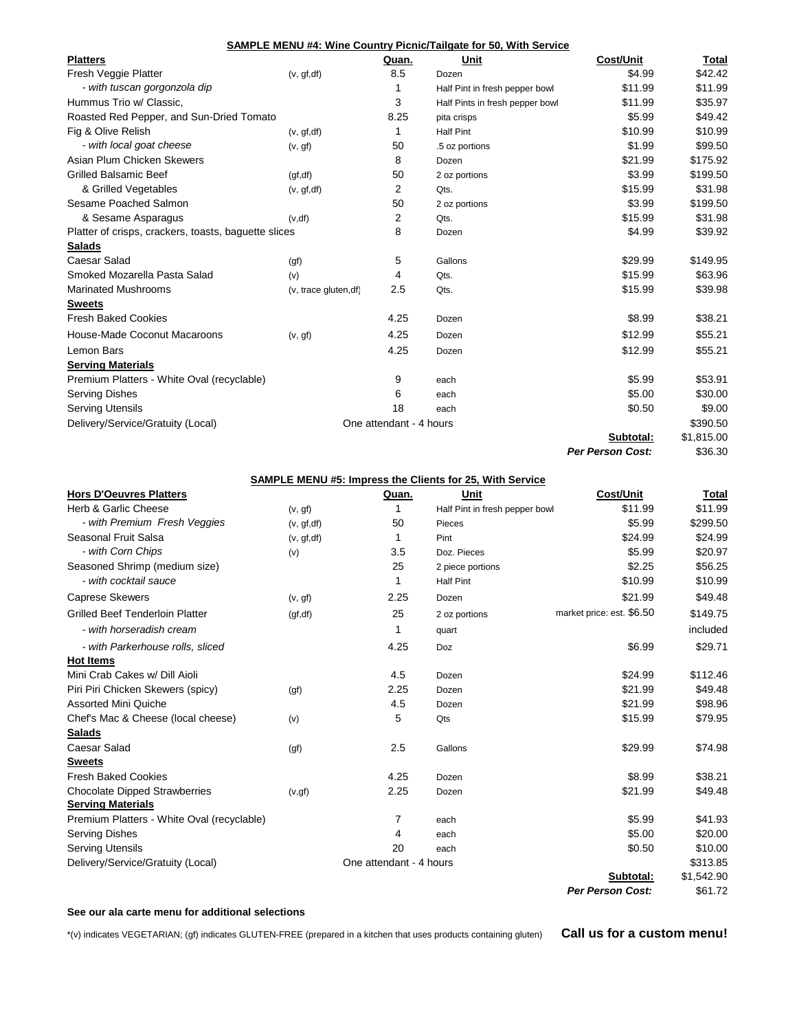## SAMPLE MENU #4: Wine Country Picnic/Tailgate for 50, With Service

| Platters | | Quan. | Unit | Cost/Unit | Total |
|---|---|---|---|---|---|
| Fresh Veggie Platter | (v, gf,df) | 8.5 | Dozen | $4.99 | $42.42 |
| *- with tuscan gorgonzola dip* | | 1 | Half Pint in fresh pepper bowl | $11.99 | $11.99 |
| Hummus Trio w/ Classic, | | 3 | Half Pints in fresh pepper bowl | $11.99 | $35.97 |
| Roasted Red Pepper, and Sun-Dried Tomato | | 8.25 | pita crisps | $5.99 | $49.42 |
| Fig & Olive Relish | (v, gf,df) | 1 | Half Pint | $10.99 | $10.99 |
| *- with local goat cheese* | (v, gf) | 50 | .5 oz portions | $1.99 | $99.50 |
| Asian Plum Chicken Skewers | | 8 | Dozen | $21.99 | $175.92 |
| Grilled Balsamic Beef | (gf,df) | 50 | 2 oz portions | $3.99 | $199.50 |
| & Grilled Vegetables | (v, gf,df) | 2 | Qts. | $15.99 | $31.98 |
| Sesame Poached Salmon | | 50 | 2 oz portions | $3.99 | $199.50 |
| & Sesame Asparagus | (v,df) | 2 | Qts. | $15.99 | $31.98 |
| Platter of crisps, crackers, toasts, baguette slices | | 8 | Dozen | $4.99 | $39.92 |
| **Salads** | | | | | |
| Caesar Salad | (gf) | 5 | Gallons | $29.99 | $149.95 |
| Smoked Mozarella Pasta Salad | (v) | 4 | Qts. | $15.99 | $63.96 |
| Marinated Mushrooms | (v, trace gluten,df) | 2.5 | Qts. | $15.99 | $39.98 |
| **Sweets** | | | | | |
| Fresh Baked Cookies | | 4.25 | Dozen | $8.99 | $38.21 |
| House-Made Coconut Macaroons | (v, gf) | 4.25 | Dozen | $12.99 | $55.21 |
| Lemon Bars | | 4.25 | Dozen | $12.99 | $55.21 |
| **Serving Materials** | | | | | |
| Premium Platters - White Oval (recyclable) | | 9 | each | $5.99 | $53.91 |
| Serving Dishes | | 6 | each | $5.00 | $30.00 |
| Serving Utensils | | 18 | each | $0.50 | $9.00 |
| Delivery/Service/Gratuity (Local) | | One attendant - 4 hours | | | $390.50 |
| | | | | **Subtotal:** | $1,815.00 |
| | | | | ***Per Person Cost:*** | $36.30 |

## SAMPLE MENU #5: Impress the Clients for 25, With Service

| Hors D'Oeuvres Platters | | Quan. | Unit | Cost/Unit | Total |
|---|---|---|---|---|---|
| Herb & Garlic Cheese | (v, gf) | 1 | Half Pint in fresh pepper bowl | $11.99 | $11.99 |
| *- with Premium Fresh Veggies* | (v, gf,df) | 50 | Pieces | $5.99 | $299.50 |
| Seasonal Fruit Salsa | (v, gf,df) | 1 | Pint | $24.99 | $24.99 |
| *- with Corn Chips* | (v) | 3.5 | Doz. Pieces | $5.99 | $20.97 |
| Seasoned Shrimp (medium size) | | 25 | 2 piece portions | $2.25 | $56.25 |
| *- with cocktail sauce* | | 1 | Half Pint | $10.99 | $10.99 |
| Caprese Skewers | (v, gf) | 2.25 | Dozen | $21.99 | $49.48 |
| Grilled Beef Tenderloin Platter | (gf,df) | 25 | 2 oz portions | market price: est. $6.50 | $149.75 |
| *- with horseradish cream* | | 1 | quart | | included |
| *- with Parkerhouse rolls, sliced* | | 4.25 | Doz | $6.99 | $29.71 |
| **Hot Items** | | | | | |
| Mini Crab Cakes w/ Dill Aioli | | 4.5 | Dozen | $24.99 | $112.46 |
| Piri Piri Chicken Skewers (spicy) | (gf) | 2.25 | Dozen | $21.99 | $49.48 |
| Assorted Mini Quiche | | 4.5 | Dozen | $21.99 | $98.96 |
| Chef's Mac & Cheese (local cheese) | (v) | 5 | Qts | $15.99 | $79.95 |
| **Salads** | | | | | |
| Caesar Salad | (gf) | 2.5 | Gallons | $29.99 | $74.98 |
| **Sweets** | | | | | |
| Fresh Baked Cookies | | 4.25 | Dozen | $8.99 | $38.21 |
| Chocolate Dipped Strawberries | (v,gf) | 2.25 | Dozen | $21.99 | $49.48 |
| **Serving Materials** | | | | | |
| Premium Platters - White Oval (recyclable) | | 7 | each | $5.99 | $41.93 |
| Serving Dishes | | 4 | each | $5.00 | $20.00 |
| Serving Utensils | | 20 | each | $0.50 | $10.00 |
| Delivery/Service/Gratuity (Local) | | One attendant - 4 hours | | | $313.85 |
| | | | | **Subtotal:** | $1,542.90 |
| | | | | ***Per Person Cost:*** | $61.72 |

**See our ala carte menu for additional selections**

*(v) indicates VEGETARIAN; (gf) indicates GLUTEN-FREE (prepared in a kitchen that uses products containing gluten)

**Call us for a custom menu!**